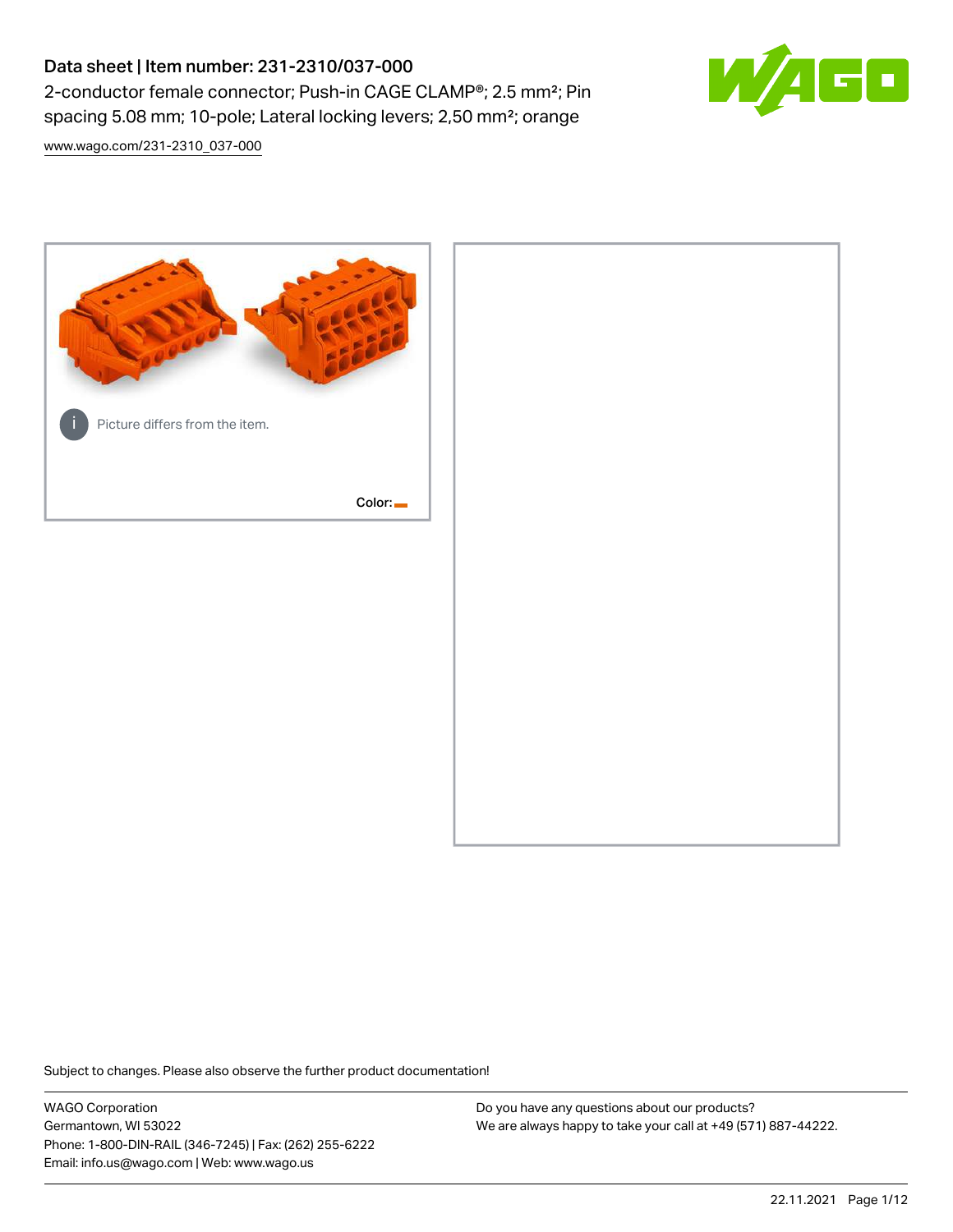# Data sheet | Item number: 231-2310/037-000

2-conductor female connector; Push-in CAGE CLAMP®; 2.5 mm²; Pin spacing 5.08 mm; 10-pole; Lateral locking levers; 2,50 mm²; orange

www.wago.com/231-2310_037-000

Picture differs from the item.

Color:

Subject to changes. Please also observe the further product documentation!

WAGO Corporation
Germantown, WI 53022
Phone: 1-800-DIN-RAIL (346-7245) | Fax: (262) 255-6222
Email: info.us@wago.com | Web: www.wago.us

Do you have any questions about our products?
We are always happy to take your call at +49 (571) 887-44222.

22.11.2021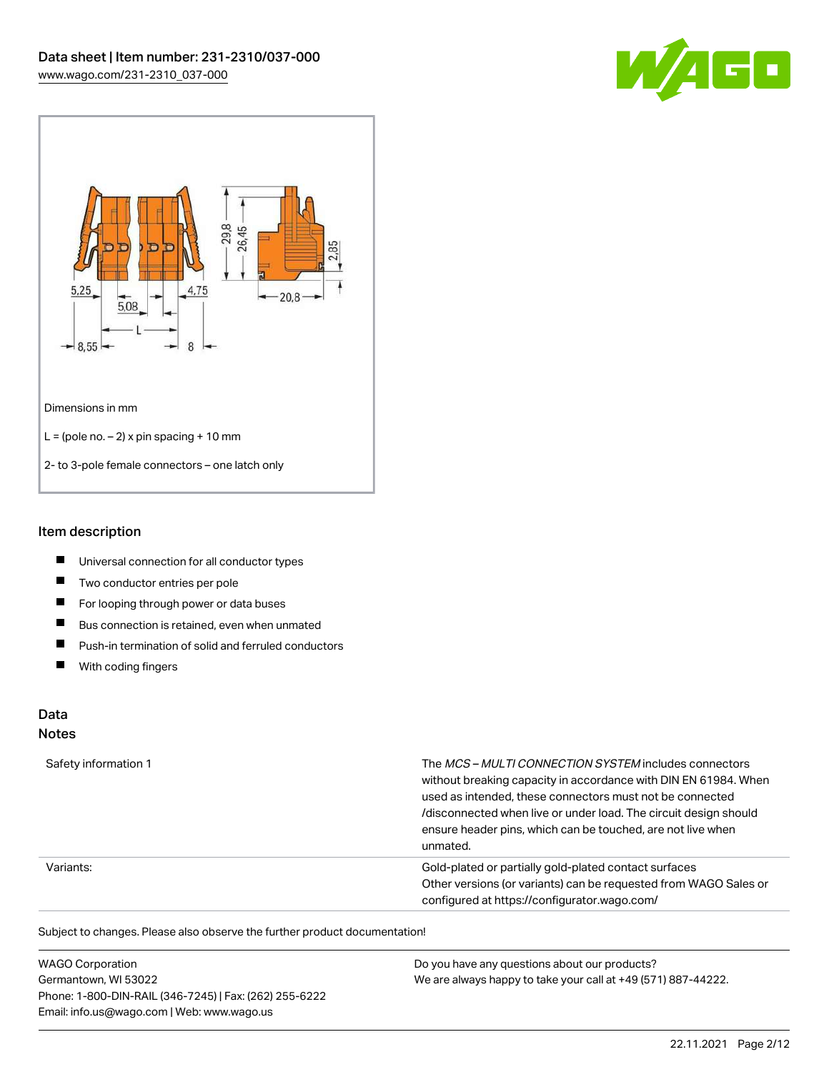Dimensions in mm

L = (pole no. – 2) x pin spacing + 10 mm

2- to 3-pole female connectors – one latch only

## Item description

- Universal connection for all conductor types
- Two conductor entries per pole
- For looping through power or data buses
- Bus connection is retained, even when unmated
- Push-in termination of solid and ferruled conductors
- With coding fingers

## Data

### Notes

| | |
|---|---|
| Safety information 1 | The *MCS – MULTI CONNECTION SYSTEM* includes connectors without breaking capacity in accordance with DIN EN 61984. When used as intended, these connectors must not be connected /disconnected when live or under load. The circuit design should ensure header pins, which can be touched, are not live when unmated. |
| Variants: | Gold-plated or partially gold-plated contact surfaces<br>Other versions (or variants) can be requested from WAGO Sales or configured at https://configurator.wago.com/ |

Subject to changes. Please also observe the further product documentation!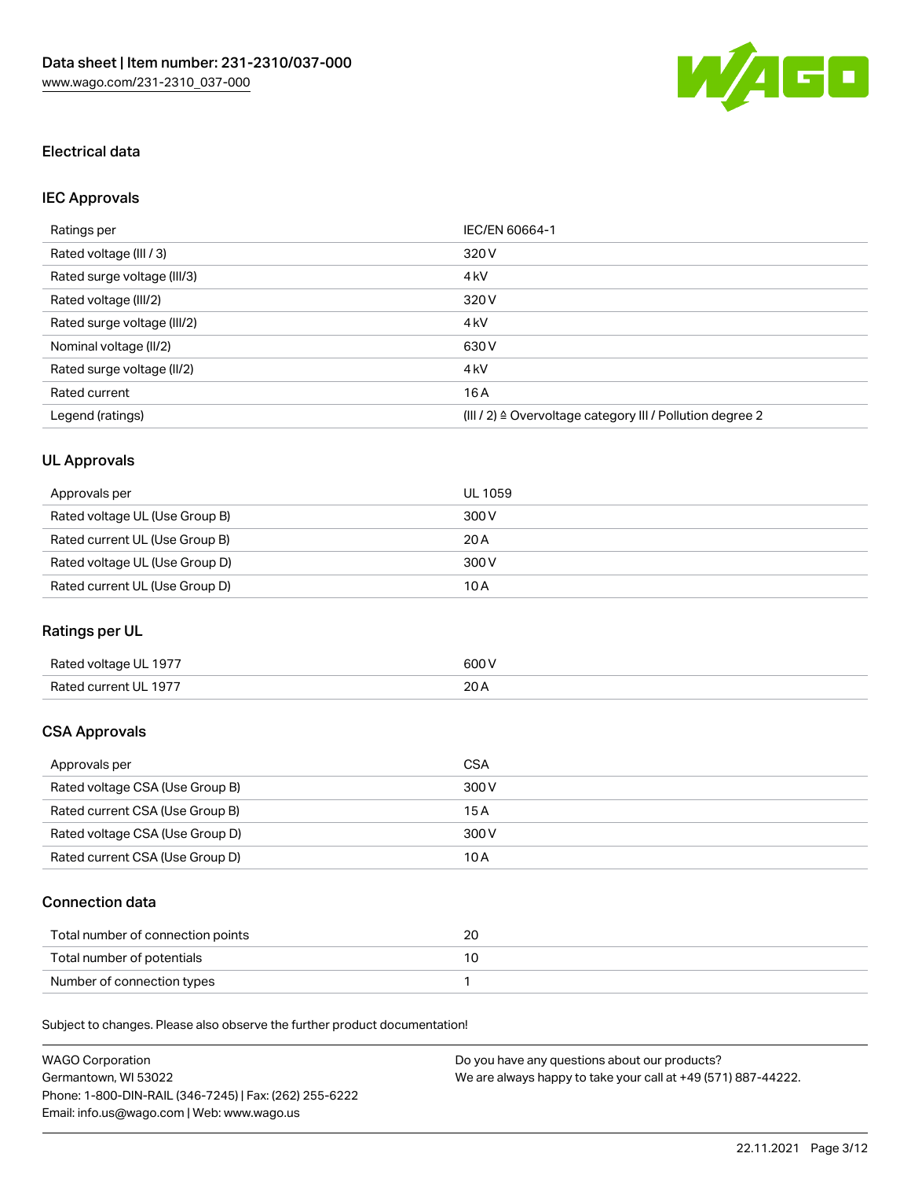## Electrical data

### IEC Approvals

| Ratings per | IEC/EN 60664-1 |
| --- | --- |
| Rated voltage (III / 3) | 320 V |
| Rated surge voltage (III/3) | 4 kV |
| Rated voltage (III/2) | 320 V |
| Rated surge voltage (III/2) | 4 kV |
| Nominal voltage (II/2) | 630 V |
| Rated surge voltage (II/2) | 4 kV |
| Rated current | 16 A |
| Legend (ratings) | (III / 2) ≙ Overvoltage category III / Pollution degree 2 |

### UL Approvals

| Approvals per | UL 1059 |
| --- | --- |
| Rated voltage UL (Use Group B) | 300 V |
| Rated current UL (Use Group B) | 20 A |
| Rated voltage UL (Use Group D) | 300 V |
| Rated current UL (Use Group D) | 10 A |

### Ratings per UL

| Rated voltage UL 1977 | 600 V |
| --- | --- |
| Rated current UL 1977 | 20 A |

### CSA Approvals

| Approvals per | CSA |
| --- | --- |
| Rated voltage CSA (Use Group B) | 300 V |
| Rated current CSA (Use Group B) | 15 A |
| Rated voltage CSA (Use Group D) | 300 V |
| Rated current CSA (Use Group D) | 10 A |

### Connection data

| Total number of connection points | 20 |
| --- | --- |
| Total number of potentials | 10 |
| Number of connection types | 1 |

Subject to changes. Please also observe the further product documentation!

WAGO Corporation
Germantown, WI 53022
Phone: 1-800-DIN-RAIL (346-7245) | Fax: (262) 255-6222
Email: info.us@wago.com | Web: www.wago.us

Do you have any questions about our products?
We are always happy to take your call at +49 (571) 887-44222.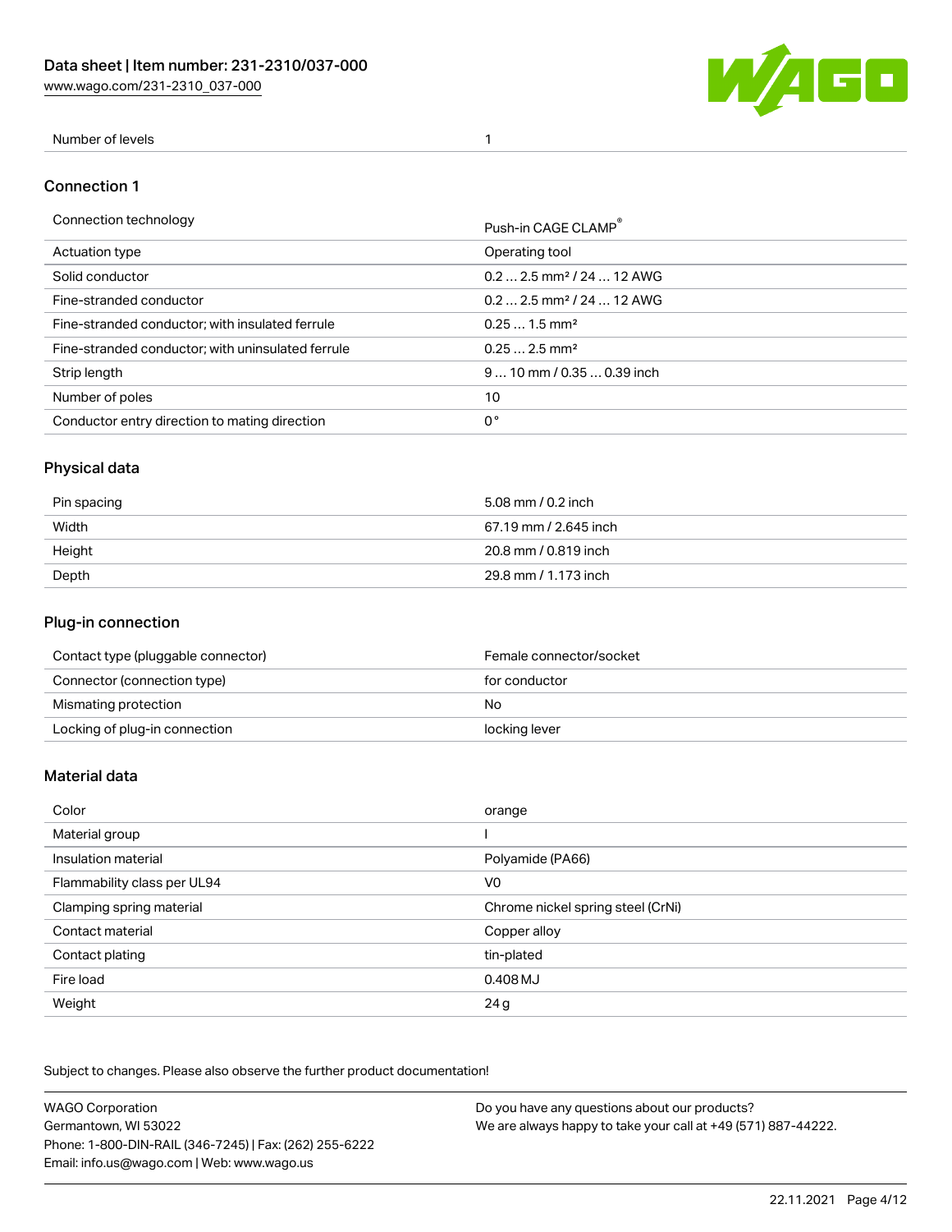| Number of levels | 1 |
| --- | --- |

## Connection 1

| Connection technology | Push-in CAGE CLAMP® |
| --- | --- |
| Actuation type | Operating tool |
| Solid conductor | 0.2 … 2.5 mm² / 24 … 12 AWG |
| Fine-stranded conductor | 0.2 … 2.5 mm² / 24 … 12 AWG |
| Fine-stranded conductor; with insulated ferrule | 0.25 … 1.5 mm² |
| Fine-stranded conductor; with uninsulated ferrule | 0.25 … 2.5 mm² |
| Strip length | 9 … 10 mm / 0.35 … 0.39 inch |
| Number of poles | 10 |
| Conductor entry direction to mating direction | 0 ° |

## Physical data

| Pin spacing | 5.08 mm / 0.2 inch |
| --- | --- |
| Width | 67.19 mm / 2.645 inch |
| Height | 20.8 mm / 0.819 inch |
| Depth | 29.8 mm / 1.173 inch |

## Plug-in connection

| Contact type (pluggable connector) | Female connector/socket |
| --- | --- |
| Connector (connection type) | for conductor |
| Mismating protection | No |
| Locking of plug-in connection | locking lever |

## Material data

| Color | orange |
| --- | --- |
| Material group | I |
| Insulation material | Polyamide (PA66) |
| Flammability class per UL94 | V0 |
| Clamping spring material | Chrome nickel spring steel (CrNi) |
| Contact material | Copper alloy |
| Contact plating | tin-plated |
| Fire load | 0.408 MJ |
| Weight | 24 g |

Subject to changes. Please also observe the further product documentation!

WAGO Corporation
Germantown, WI 53022
Phone: 1-800-DIN-RAIL (346-7245) | Fax: (262) 255-6222
Email: info.us@wago.com | Web: www.wago.us

Do you have any questions about our products?
We are always happy to take your call at +49 (571) 887-44222.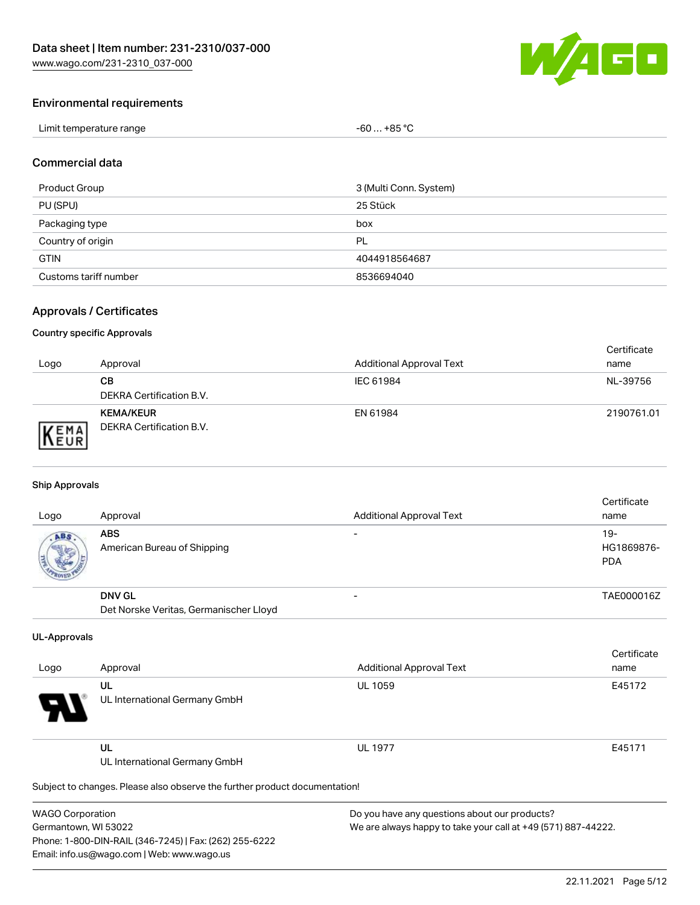## Environmental requirements

| | |
|---|---|
| Limit temperature range | -60 … +85 °C |

## Commercial data

| | |
|---|---|
| Product Group | 3 (Multi Conn. System) |
| PU (SPU) | 25 Stück |
| Packaging type | box |
| Country of origin | PL |
| GTIN | 4044918564687 |
| Customs tariff number | 8536694040 |

## Approvals / Certificates

### Country specific Approvals

| Logo | Approval | Additional Approval Text | Certificate name |
|---|---|---|---|
| | **CB**<br>DEKRA Certification B.V. | IEC 61984 | NL-39756 |
| | **KEMA/KEUR**<br>DEKRA Certification B.V. | EN 61984 | 2190761.01 |

### Ship Approvals

| Logo | Approval | Additional Approval Text | Certificate name |
|---|---|---|---|
| | **ABS**<br>American Bureau of Shipping | - | 19-HG1869876-PDA |
| | **DNV GL**<br>Det Norske Veritas, Germanischer Lloyd | - | TAE000016Z |

### UL-Approvals

| Logo | Approval | Additional Approval Text | Certificate name |
|---|---|---|---|
| | **UL**<br>UL International Germany GmbH | UL 1059 | E45172 |
| | **UL**<br>UL International Germany GmbH | UL 1977 | E45171 |

Subject to changes. Please also observe the further product documentation!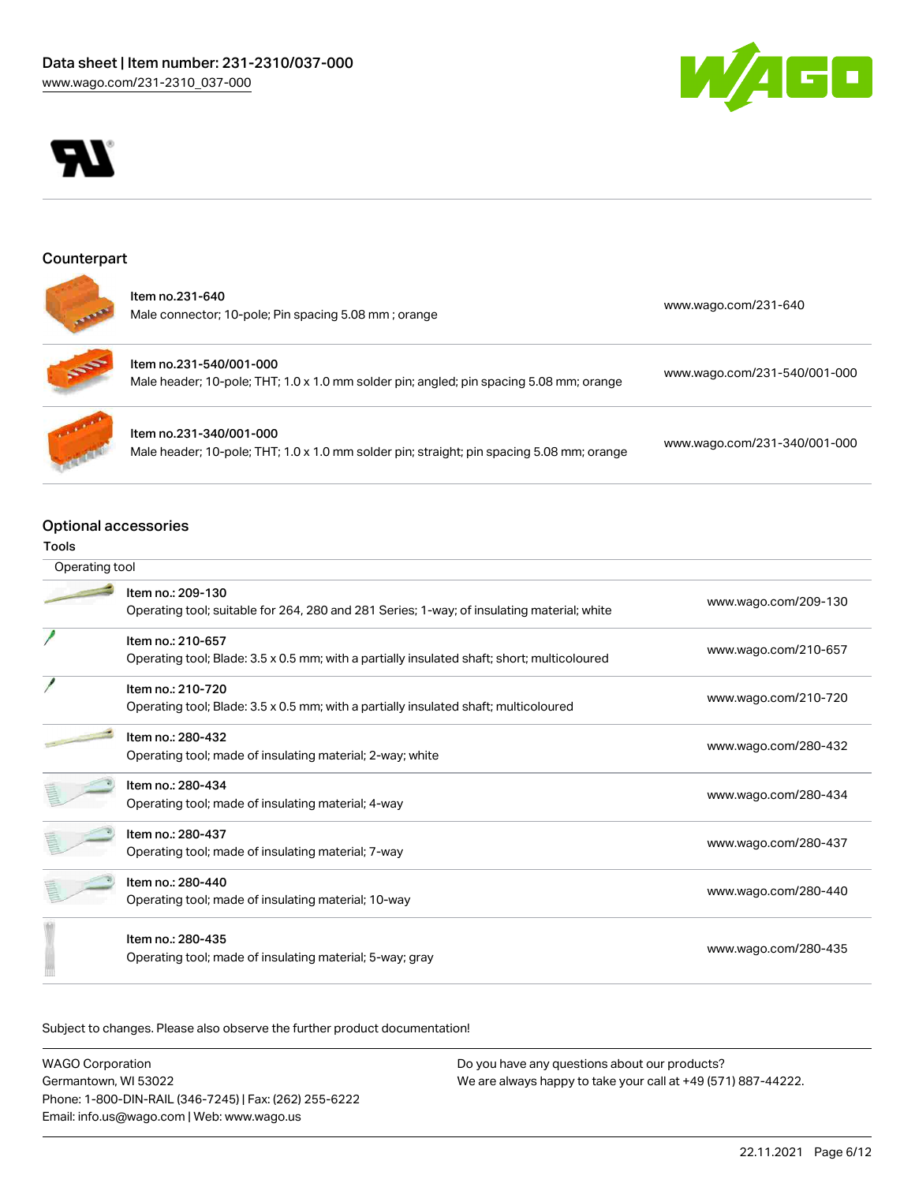## Counterpart

| Item | Link |
|---|---|
| Item no.231-640<br>Male connector; 10-pole; Pin spacing 5.08 mm ; orange | www.wago.com/231-640 |
| Item no.231-540/001-000<br>Male header; 10-pole; THT; 1.0 x 1.0 mm solder pin; angled; pin spacing 5.08 mm; orange | www.wago.com/231-540/001-000 |
| Item no.231-340/001-000<br>Male header; 10-pole; THT; 1.0 x 1.0 mm solder pin; straight; pin spacing 5.08 mm; orange | www.wago.com/231-340/001-000 |

## Optional accessories

### Tools

| Operating tool | |
|---|---|
| Item no.: 209-130<br>Operating tool; suitable for 264, 280 and 281 Series; 1-way; of insulating material; white | www.wago.com/209-130 |
| Item no.: 210-657<br>Operating tool; Blade: 3.5 x 0.5 mm; with a partially insulated shaft; short; multicoloured | www.wago.com/210-657 |
| Item no.: 210-720<br>Operating tool; Blade: 3.5 x 0.5 mm; with a partially insulated shaft; multicoloured | www.wago.com/210-720 |
| Item no.: 280-432<br>Operating tool; made of insulating material; 2-way; white | www.wago.com/280-432 |
| Item no.: 280-434<br>Operating tool; made of insulating material; 4-way | www.wago.com/280-434 |
| Item no.: 280-437<br>Operating tool; made of insulating material; 7-way | www.wago.com/280-437 |
| Item no.: 280-440<br>Operating tool; made of insulating material; 10-way | www.wago.com/280-440 |
| Item no.: 280-435<br>Operating tool; made of insulating material; 5-way; gray | www.wago.com/280-435 |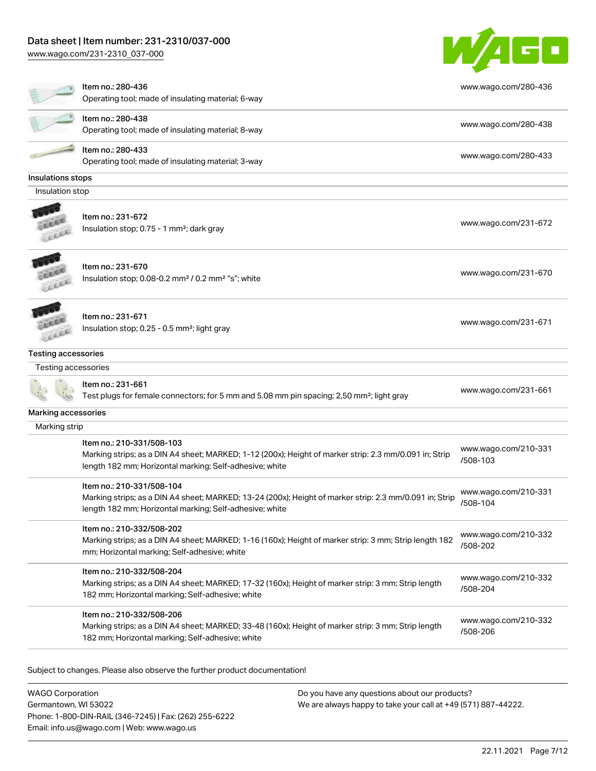| Item | Link |
|---|---|
| Item no.: 280-436<br>Operating tool; made of insulating material; 6-way | www.wago.com/280-436 |
| Item no.: 280-438<br>Operating tool; made of insulating material; 8-way | www.wago.com/280-438 |
| Item no.: 280-433<br>Operating tool; made of insulating material; 3-way | www.wago.com/280-433 |

**Insulations stops**

Insulation stop

| Item | Link |
|---|---|
| Item no.: 231-672<br>Insulation stop; 0.75 - 1 mm²; dark gray | www.wago.com/231-672 |
| Item no.: 231-670<br>Insulation stop; 0.08-0.2 mm² / 0.2 mm² "s"; white | www.wago.com/231-670 |
| Item no.: 231-671<br>Insulation stop; 0.25 - 0.5 mm²; light gray | www.wago.com/231-671 |

**Testing accessories**

Testing accessories

| Item | Link |
|---|---|
| Item no.: 231-661<br>Test plugs for female connectors; for 5 mm and 5.08 mm pin spacing; 2,50 mm²; light gray | www.wago.com/231-661 |

**Marking accessories**

Marking strip

| Item | Link |
|---|---|
| Item no.: 210-331/508-103<br>Marking strips; as a DIN A4 sheet; MARKED; 1-12 (200x); Height of marker strip: 2.3 mm/0.091 in; Strip length 182 mm; Horizontal marking; Self-adhesive; white | www.wago.com/210-331/508-103 |
| Item no.: 210-331/508-104<br>Marking strips; as a DIN A4 sheet; MARKED; 13-24 (200x); Height of marker strip: 2.3 mm/0.091 in; Strip length 182 mm; Horizontal marking; Self-adhesive; white | www.wago.com/210-331/508-104 |
| Item no.: 210-332/508-202<br>Marking strips; as a DIN A4 sheet; MARKED; 1-16 (160x); Height of marker strip: 3 mm; Strip length 182 mm; Horizontal marking; Self-adhesive; white | www.wago.com/210-332/508-202 |
| Item no.: 210-332/508-204<br>Marking strips; as a DIN A4 sheet; MARKED; 17-32 (160x); Height of marker strip: 3 mm; Strip length 182 mm; Horizontal marking; Self-adhesive; white | www.wago.com/210-332/508-204 |
| Item no.: 210-332/508-206<br>Marking strips; as a DIN A4 sheet; MARKED; 33-48 (160x); Height of marker strip: 3 mm; Strip length 182 mm; Horizontal marking; Self-adhesive; white | www.wago.com/210-332/508-206 |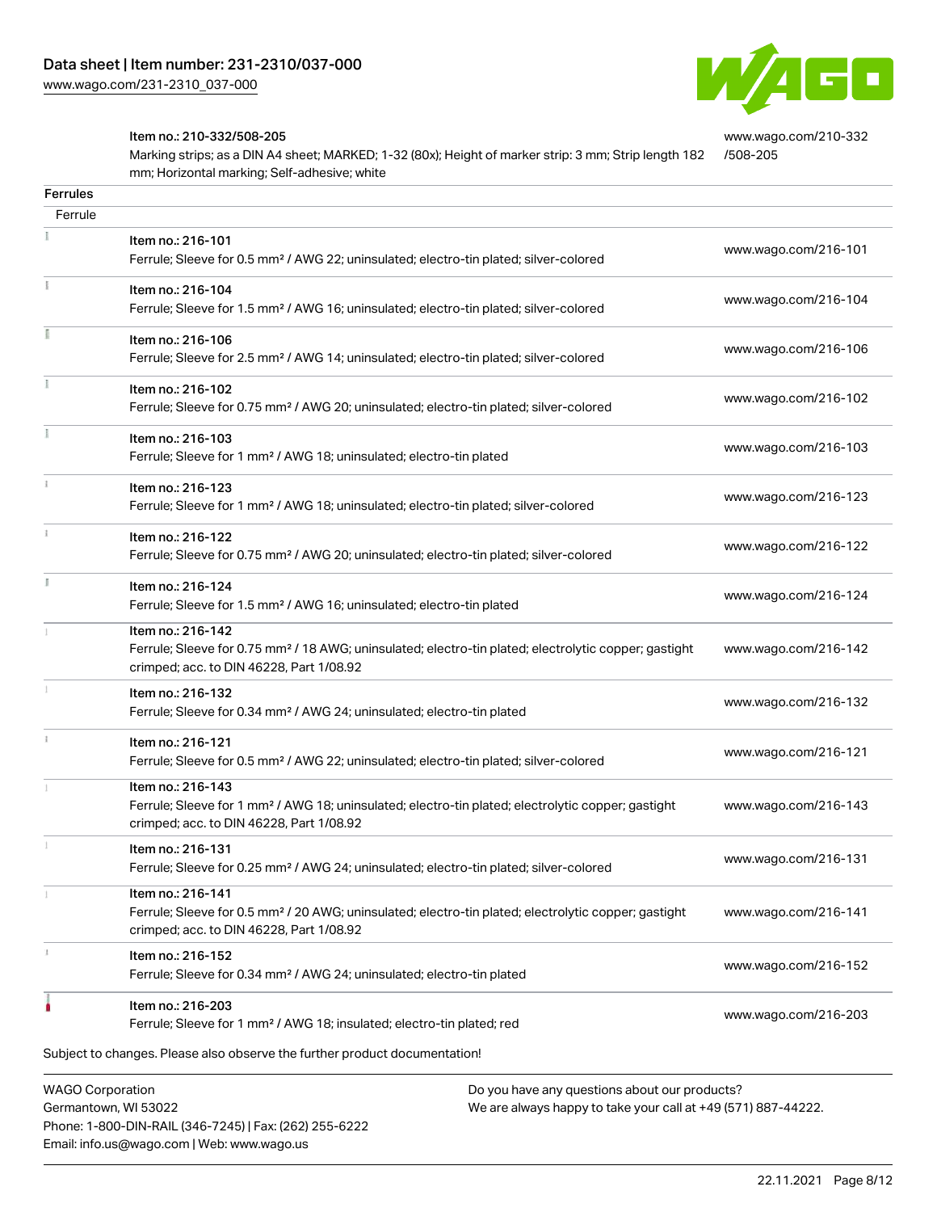| | | |
|---|---|---|
| | Item no.: 210-332/508-205<br>Marking strips; as a DIN A4 sheet; MARKED; 1-32 (80x); Height of marker strip: 3 mm; Strip length 182 mm; Horizontal marking; Self-adhesive; white | www.wago.com/210-332/508-205 |

**Ferrules**

| Ferrule | | |
|---|---|---|
| | Item no.: 216-101<br>Ferrule; Sleeve for 0.5 mm² / AWG 22; uninsulated; electro-tin plated; silver-colored | www.wago.com/216-101 |
| | Item no.: 216-104<br>Ferrule; Sleeve for 1.5 mm² / AWG 16; uninsulated; electro-tin plated; silver-colored | www.wago.com/216-104 |
| | Item no.: 216-106<br>Ferrule; Sleeve for 2.5 mm² / AWG 14; uninsulated; electro-tin plated; silver-colored | www.wago.com/216-106 |
| | Item no.: 216-102<br>Ferrule; Sleeve for 0.75 mm² / AWG 20; uninsulated; electro-tin plated; silver-colored | www.wago.com/216-102 |
| | Item no.: 216-103<br>Ferrule; Sleeve for 1 mm² / AWG 18; uninsulated; electro-tin plated | www.wago.com/216-103 |
| | Item no.: 216-123<br>Ferrule; Sleeve for 1 mm² / AWG 18; uninsulated; electro-tin plated; silver-colored | www.wago.com/216-123 |
| | Item no.: 216-122<br>Ferrule; Sleeve for 0.75 mm² / AWG 20; uninsulated; electro-tin plated; silver-colored | www.wago.com/216-122 |
| | Item no.: 216-124<br>Ferrule; Sleeve for 1.5 mm² / AWG 16; uninsulated; electro-tin plated | www.wago.com/216-124 |
| | Item no.: 216-142<br>Ferrule; Sleeve for 0.75 mm² / 18 AWG; uninsulated; electro-tin plated; electrolytic copper; gastight crimped; acc. to DIN 46228, Part 1/08.92 | www.wago.com/216-142 |
| | Item no.: 216-132<br>Ferrule; Sleeve for 0.34 mm² / AWG 24; uninsulated; electro-tin plated | www.wago.com/216-132 |
| | Item no.: 216-121<br>Ferrule; Sleeve for 0.5 mm² / AWG 22; uninsulated; electro-tin plated; silver-colored | www.wago.com/216-121 |
| | Item no.: 216-143<br>Ferrule; Sleeve for 1 mm² / AWG 18; uninsulated; electro-tin plated; electrolytic copper; gastight crimped; acc. to DIN 46228, Part 1/08.92 | www.wago.com/216-143 |
| | Item no.: 216-131<br>Ferrule; Sleeve for 0.25 mm² / AWG 24; uninsulated; electro-tin plated; silver-colored | www.wago.com/216-131 |
| | Item no.: 216-141<br>Ferrule; Sleeve for 0.5 mm² / 20 AWG; uninsulated; electro-tin plated; electrolytic copper; gastight crimped; acc. to DIN 46228, Part 1/08.92 | www.wago.com/216-141 |
| | Item no.: 216-152<br>Ferrule; Sleeve for 0.34 mm² / AWG 24; uninsulated; electro-tin plated | www.wago.com/216-152 |
| | Item no.: 216-203<br>Ferrule; Sleeve for 1 mm² / AWG 18; insulated; electro-tin plated; red | www.wago.com/216-203 |

Subject to changes. Please also observe the further product documentation!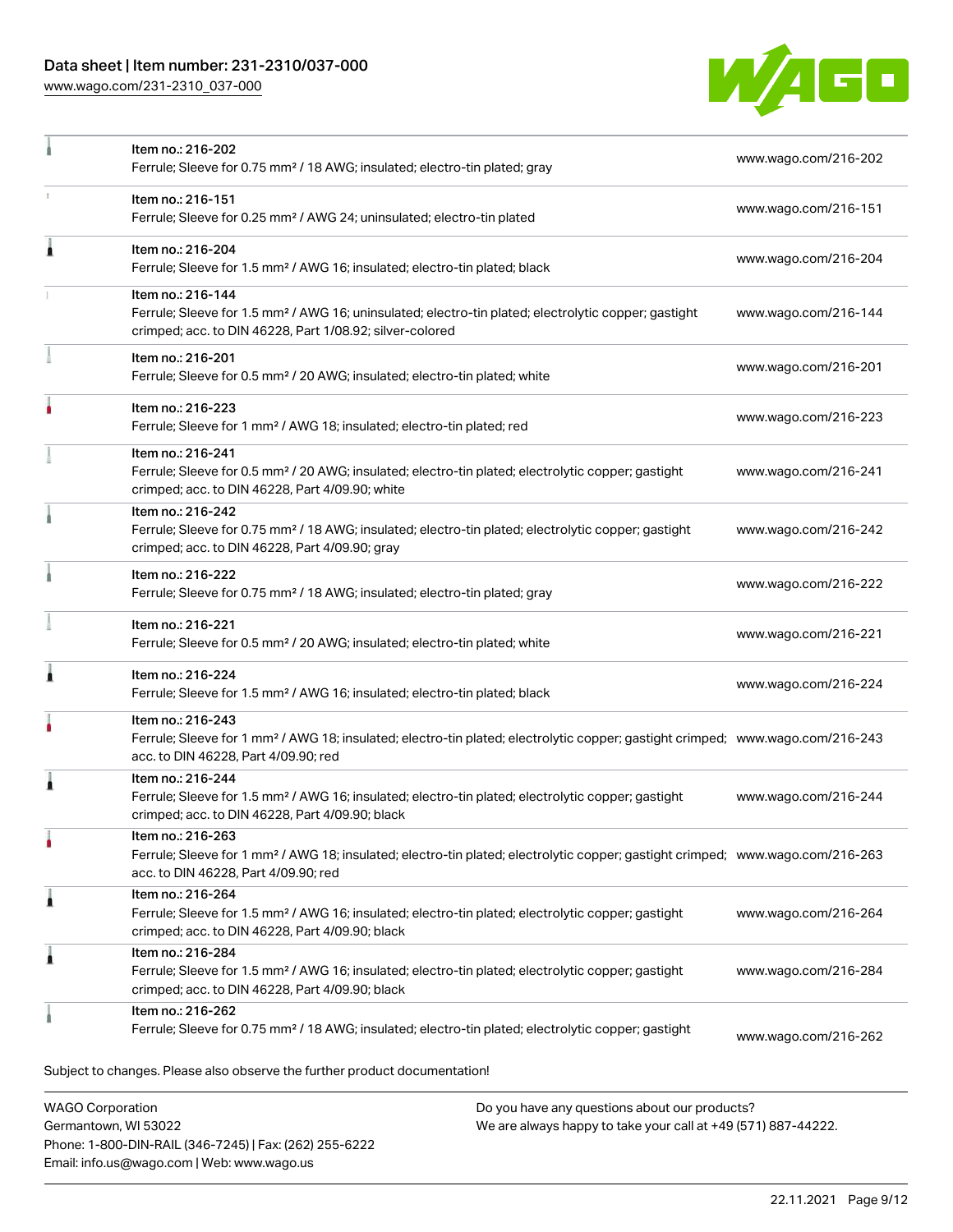| Item | Description | Link |
| --- | --- | --- |
| Item no.: 216-202 | Ferrule; Sleeve for 0.75 mm² / 18 AWG; insulated; electro-tin plated; gray | www.wago.com/216-202 |
| Item no.: 216-151 | Ferrule; Sleeve for 0.25 mm² / AWG 24; uninsulated; electro-tin plated | www.wago.com/216-151 |
| Item no.: 216-204 | Ferrule; Sleeve for 1.5 mm² / AWG 16; insulated; electro-tin plated; black | www.wago.com/216-204 |
| Item no.: 216-144 | Ferrule; Sleeve for 1.5 mm² / AWG 16; uninsulated; electro-tin plated; electrolytic copper; gastight crimped; acc. to DIN 46228, Part 1/08.92; silver-colored | www.wago.com/216-144 |
| Item no.: 216-201 | Ferrule; Sleeve for 0.5 mm² / 20 AWG; insulated; electro-tin plated; white | www.wago.com/216-201 |
| Item no.: 216-223 | Ferrule; Sleeve for 1 mm² / AWG 18; insulated; electro-tin plated; red | www.wago.com/216-223 |
| Item no.: 216-241 | Ferrule; Sleeve for 0.5 mm² / 20 AWG; insulated; electro-tin plated; electrolytic copper; gastight crimped; acc. to DIN 46228, Part 4/09.90; white | www.wago.com/216-241 |
| Item no.: 216-242 | Ferrule; Sleeve for 0.75 mm² / 18 AWG; insulated; electro-tin plated; electrolytic copper; gastight crimped; acc. to DIN 46228, Part 4/09.90; gray | www.wago.com/216-242 |
| Item no.: 216-222 | Ferrule; Sleeve for 0.75 mm² / 18 AWG; insulated; electro-tin plated; gray | www.wago.com/216-222 |
| Item no.: 216-221 | Ferrule; Sleeve for 0.5 mm² / 20 AWG; insulated; electro-tin plated; white | www.wago.com/216-221 |
| Item no.: 216-224 | Ferrule; Sleeve for 1.5 mm² / AWG 16; insulated; electro-tin plated; black | www.wago.com/216-224 |
| Item no.: 216-243 | Ferrule; Sleeve for 1 mm² / AWG 18; insulated; electro-tin plated; electrolytic copper; gastight crimped; acc. to DIN 46228, Part 4/09.90; red | www.wago.com/216-243 |
| Item no.: 216-244 | Ferrule; Sleeve for 1.5 mm² / AWG 16; insulated; electro-tin plated; electrolytic copper; gastight crimped; acc. to DIN 46228, Part 4/09.90; black | www.wago.com/216-244 |
| Item no.: 216-263 | Ferrule; Sleeve for 1 mm² / AWG 18; insulated; electro-tin plated; electrolytic copper; gastight crimped; acc. to DIN 46228, Part 4/09.90; red | www.wago.com/216-263 |
| Item no.: 216-264 | Ferrule; Sleeve for 1.5 mm² / AWG 16; insulated; electro-tin plated; electrolytic copper; gastight crimped; acc. to DIN 46228, Part 4/09.90; black | www.wago.com/216-264 |
| Item no.: 216-284 | Ferrule; Sleeve for 1.5 mm² / AWG 16; insulated; electro-tin plated; electrolytic copper; gastight crimped; acc. to DIN 46228, Part 4/09.90; black | www.wago.com/216-284 |
| Item no.: 216-262 | Ferrule; Sleeve for 0.75 mm² / 18 AWG; insulated; electro-tin plated; electrolytic copper; gastight | www.wago.com/216-262 |

Subject to changes. Please also observe the further product documentation!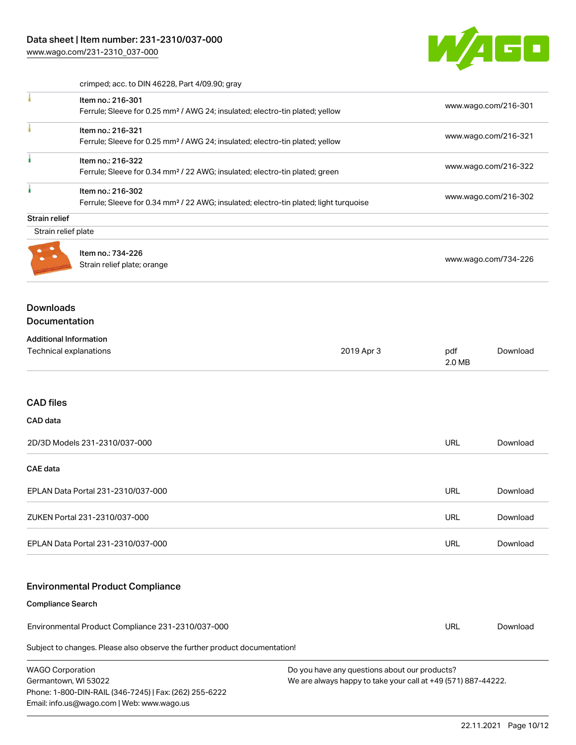crimped; acc. to DIN 46228, Part 4/09.90; gray

| | | |
|---|---|---|
| | Item no.: 216-301<br>Ferrule; Sleeve for 0.25 mm² / AWG 24; insulated; electro-tin plated; yellow | www.wago.com/216-301 |
| | Item no.: 216-321<br>Ferrule; Sleeve for 0.25 mm² / AWG 24; insulated; electro-tin plated; yellow | www.wago.com/216-321 |
| | Item no.: 216-322<br>Ferrule; Sleeve for 0.34 mm² / 22 AWG; insulated; electro-tin plated; green | www.wago.com/216-322 |
| | Item no.: 216-302<br>Ferrule; Sleeve for 0.34 mm² / 22 AWG; insulated; electro-tin plated; light turquoise | www.wago.com/216-302 |

**Strain relief**

Strain relief plate

| | | |
|---|---|---|
| | Item no.: 734-226<br>Strain relief plate; orange | www.wago.com/734-226 |

## Downloads

## Documentation

**Additional Information**

| | | | |
|---|---|---|---|
| Technical explanations | 2019 Apr 3 | pdf<br>2.0 MB | Download |

## CAD files

**CAD data**

| | | |
|---|---|---|
| 2D/3D Models 231-2310/037-000 | URL | Download |

**CAE data**

| | | |
|---|---|---|
| EPLAN Data Portal 231-2310/037-000 | URL | Download |
| ZUKEN Portal 231-2310/037-000 | URL | Download |
| EPLAN Data Portal 231-2310/037-000 | URL | Download |

## Environmental Product Compliance

**Compliance Search**

| | | |
|---|---|---|
| Environmental Product Compliance 231-2310/037-000 | URL | Download |

Subject to changes. Please also observe the further product documentation!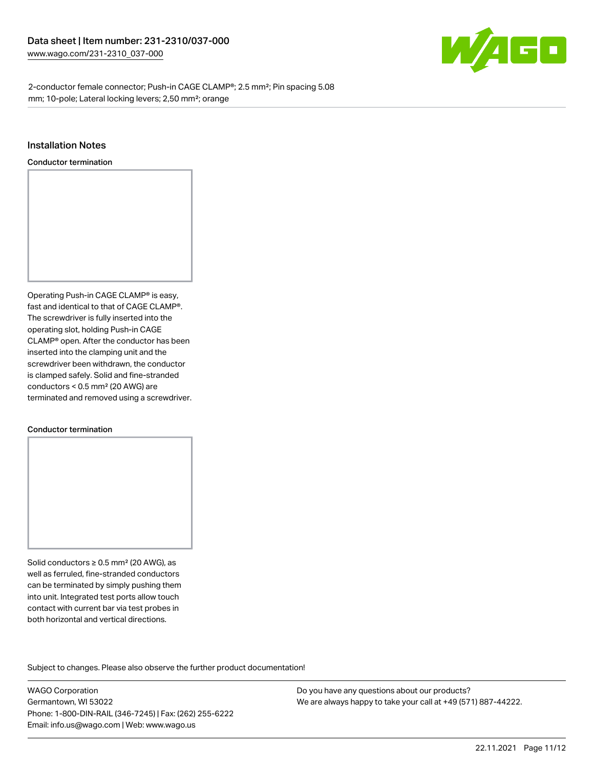## Installation Notes

### Conductor termination

Operating Push-in CAGE CLAMP® is easy, fast and identical to that of CAGE CLAMP®. The screwdriver is fully inserted into the operating slot, holding Push-in CAGE CLAMP® open. After the conductor has been inserted into the clamping unit and the screwdriver been withdrawn, the conductor is clamped safely. Solid and fine-stranded conductors < 0.5 mm² (20 AWG) are terminated and removed using a screwdriver.

### Conductor termination

Solid conductors ≥ 0.5 mm² (20 AWG), as well as ferruled, fine-stranded conductors can be terminated by simply pushing them into unit. Integrated test ports allow touch contact with current bar via test probes in both horizontal and vertical directions.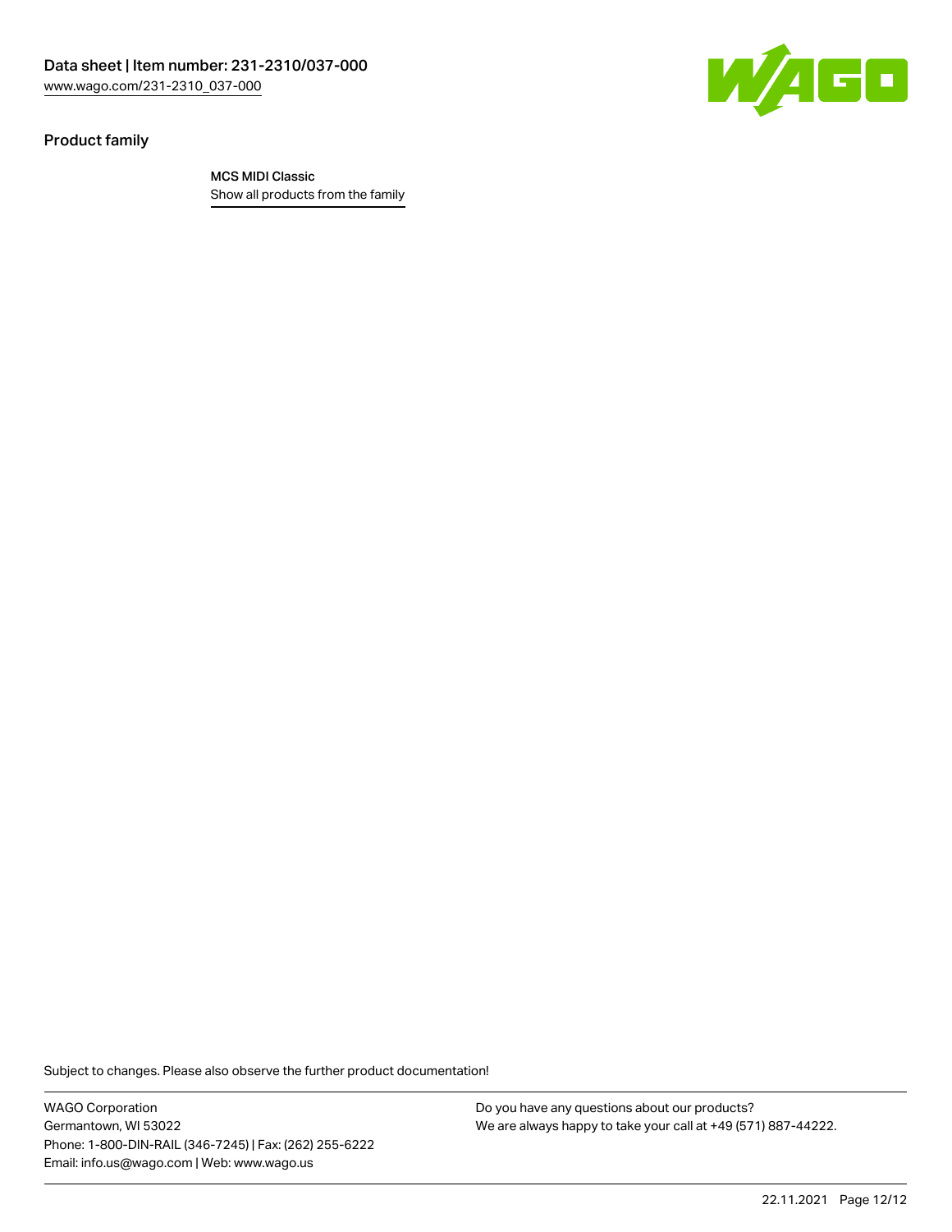## Product family

MCS MIDI Classic
Show all products from the family

Subject to changes. Please also observe the further product documentation!

WAGO Corporation
Germantown, WI 53022
Phone: 1-800-DIN-RAIL (346-7245) | Fax: (262) 255-6222
Email: info.us@wago.com | Web: www.wago.us

Do you have any questions about our products?
We are always happy to take your call at +49 (571) 887-44222.